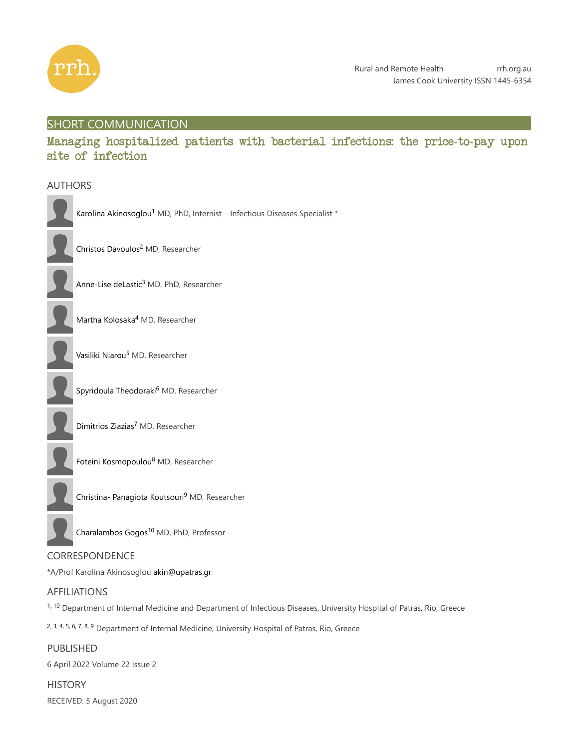## SHORT COMMUNICATION

# Managing hospitalized patients with bacterial infections: the price-to-pay upon site of infection

### AUTHORS

Karolina Akinosoglou[1] MD, PhD, Internist – Infectious Diseases Specialist *

Christos Davoulos[2] MD, Researcher

Anne-Lise deLastic[3] MD, PhD, Researcher

Martha Kolosaka[4] MD, Researcher

Vasiliki Niarou[5] MD, Researcher

Spyridoula Theodoraki[6] MD, Researcher

Dimitrios Ziazias[7] MD, Researcher

Foteini Kosmopoulou[8] MD, Researcher

Christina- Panagiota Koutsouri[9] MD, Researcher

Charalambos Gogos[10] MD, PhD, Professor

### CORRESPONDENCE

*A/Prof Karolina Akinosoglou akin@upatras.gr

### AFFILIATIONS

[1, 10] Department of Internal Medicine and Department of Infectious Diseases, University Hospital of Patras, Rio, Greece

[2, 3, 4, 5, 6, 7, 8, 9] Department of Internal Medicine, University Hospital of Patras, Rio, Greece

### PUBLISHED

6 April 2022 Volume 22 Issue 2

### HISTORY

RECEIVED: 5 August 2020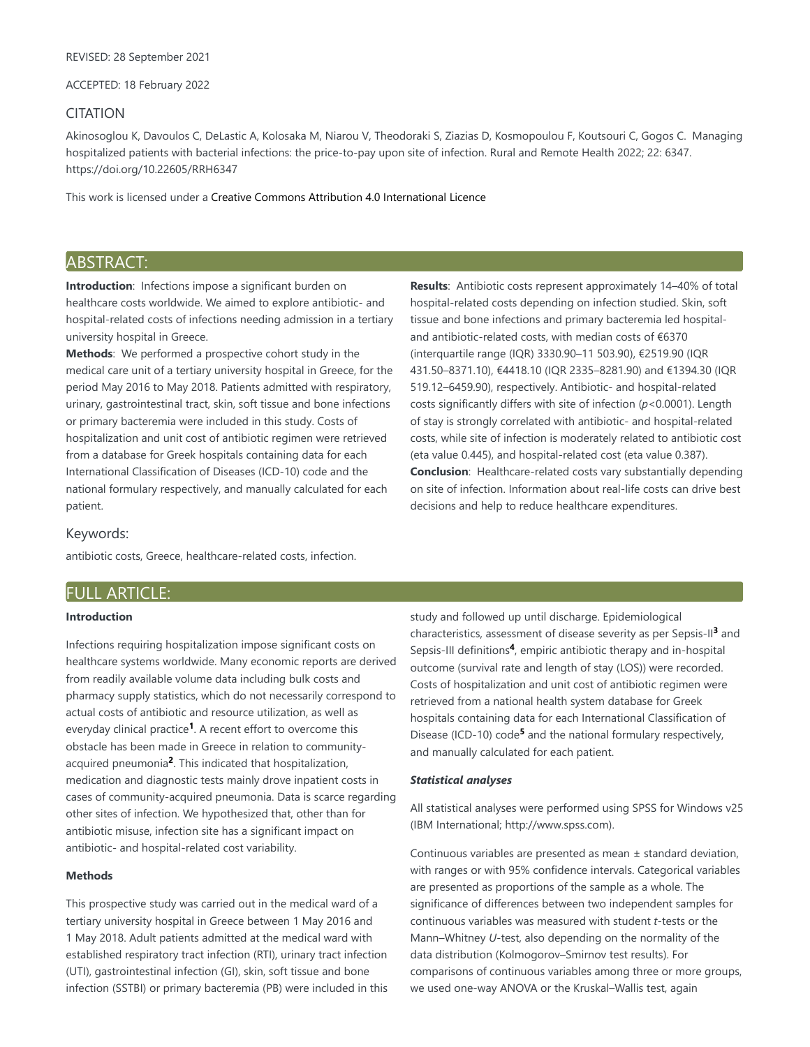REVISED: 28 September 2021

ACCEPTED: 18 February 2022

## CITATION

Akinosoglou K, Davoulos C, DeLastic A, Kolosaka M, Niarou V, Theodoraki S, Ziazias D, Kosmopoulou F, Koutsouri C, Gogos C. Managing hospitalized patients with bacterial infections: the price-to-pay upon site of infection. Rural and Remote Health 2022; 22: 6347. https://doi.org/10.22605/RRH6347

This work is licensed under a Creative Commons Attribution 4.0 International Licence

## ABSTRACT:

**Introduction**: Infections impose a significant burden on healthcare costs worldwide. We aimed to explore antibiotic- and hospital-related costs of infections needing admission in a tertiary university hospital in Greece.

**Methods**: We performed a prospective cohort study in the medical care unit of a tertiary university hospital in Greece, for the period May 2016 to May 2018. Patients admitted with respiratory, urinary, gastrointestinal tract, skin, soft tissue and bone infections or primary bacteremia were included in this study. Costs of hospitalization and unit cost of antibiotic regimen were retrieved from a database for Greek hospitals containing data for each International Classification of Diseases (ICD-10) code and the national formulary respectively, and manually calculated for each patient.

**Results**: Antibiotic costs represent approximately 14–40% of total hospital-related costs depending on infection studied. Skin, soft tissue and bone infections and primary bacteremia led hospital- and antibiotic-related costs, with median costs of €6370 (interquartile range (IQR) 3330.90–11 503.90), €2519.90 (IQR 431.50–8371.10), €4418.10 (IQR 2335–8281.90) and €1394.30 (IQR 519.12–6459.90), respectively. Antibiotic- and hospital-related costs significantly differs with site of infection ($p<0.0001$). Length of stay is strongly correlated with antibiotic- and hospital-related costs, while site of infection is moderately related to antibiotic cost (eta value 0.445), and hospital-related cost (eta value 0.387).

**Conclusion**: Healthcare-related costs vary substantially depending on site of infection. Information about real-life costs can drive best decisions and help to reduce healthcare expenditures.

### Keywords:

antibiotic costs, Greece, healthcare-related costs, infection.

## FULL ARTICLE:

### Introduction

Infections requiring hospitalization impose significant costs on healthcare systems worldwide. Many economic reports are derived from readily available volume data including bulk costs and pharmacy supply statistics, which do not necessarily correspond to actual costs of antibiotic and resource utilization, as well as everyday clinical practice[1]. A recent effort to overcome this obstacle has been made in Greece in relation to community-acquired pneumonia[2]. This indicated that hospitalization, medication and diagnostic tests mainly drove inpatient costs in cases of community-acquired pneumonia. Data is scarce regarding other sites of infection. We hypothesized that, other than for antibiotic misuse, infection site has a significant impact on antibiotic- and hospital-related cost variability.

### Methods

This prospective study was carried out in the medical ward of a tertiary university hospital in Greece between 1 May 2016 and 1 May 2018. Adult patients admitted at the medical ward with established respiratory tract infection (RTI), urinary tract infection (UTI), gastrointestinal infection (GI), skin, soft tissue and bone infection (SSTBI) or primary bacteremia (PB) were included in this study and followed up until discharge. Epidemiological characteristics, assessment of disease severity as per Sepsis-II[3] and Sepsis-III definitions[4], empiric antibiotic therapy and in-hospital outcome (survival rate and length of stay (LOS)) were recorded. Costs of hospitalization and unit cost of antibiotic regimen were retrieved from a national health system database for Greek hospitals containing data for each International Classification of Disease (ICD-10) code[5] and the national formulary respectively, and manually calculated for each patient.

#### *Statistical analyses*

All statistical analyses were performed using SPSS for Windows v25 (IBM International; http://www.spss.com).

Continuous variables are presented as mean ± standard deviation, with ranges or with 95% confidence intervals. Categorical variables are presented as proportions of the sample as a whole. The significance of differences between two independent samples for continuous variables was measured with student *t*-tests or the Mann–Whitney *U*-test, also depending on the normality of the data distribution (Kolmogorov–Smirnov test results). For comparisons of continuous variables among three or more groups, we used one-way ANOVA or the Kruskal–Wallis test, again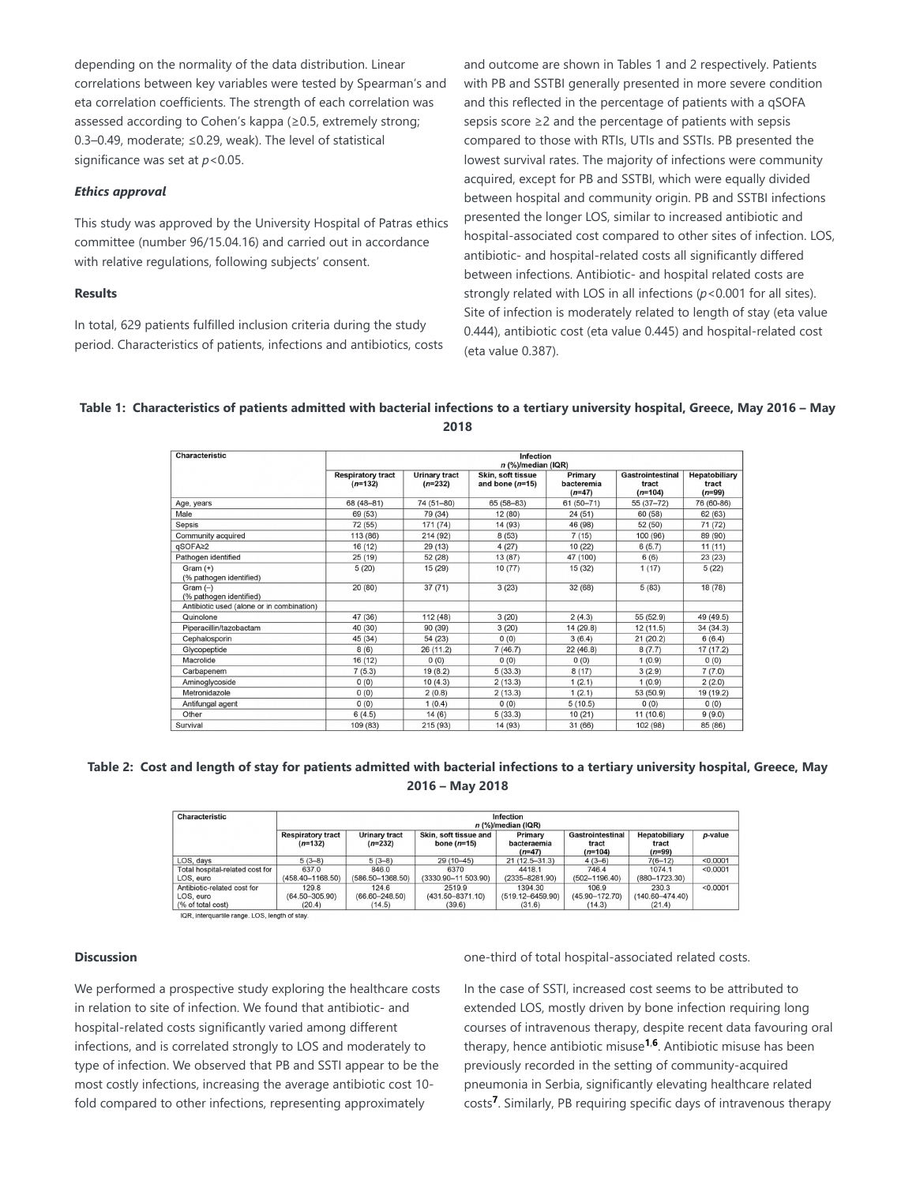depending on the normality of the data distribution. Linear correlations between key variables were tested by Spearman's and eta correlation coefficients. The strength of each correlation was assessed according to Cohen's kappa (≥0.5, extremely strong; 0.3–0.49, moderate; ≤0.29, weak). The level of statistical significance was set at $p<0.05$.

### *Ethics approval*

This study was approved by the University Hospital of Patras ethics committee (number 96/15.04.16) and carried out in accordance with relative regulations, following subjects' consent.

### Results

In total, 629 patients fulfilled inclusion criteria during the study period. Characteristics of patients, infections and antibiotics, costs and outcome are shown in Tables 1 and 2 respectively. Patients with PB and SSTBI generally presented in more severe condition and this reflected in the percentage of patients with a qSOFA sepsis score ≥2 and the percentage of patients with sepsis compared to those with RTIs, UTIs and SSTIs. PB presented the lowest survival rates. The majority of infections were community acquired, except for PB and SSTBI, which were equally divided between hospital and community origin. PB and SSTBI infections presented the longer LOS, similar to increased antibiotic and hospital-associated cost compared to other sites of infection. LOS, antibiotic- and hospital-related costs all significantly differed between infections. Antibiotic- and hospital related costs are strongly related with LOS in all infections ($p<0.001$ for all sites). Site of infection is moderately related to length of stay (eta value 0.444), antibiotic cost (eta value 0.445) and hospital-related cost (eta value 0.387).

**Table 1: Characteristics of patients admitted with bacterial infections to a tertiary university hospital, Greece, May 2016 – May 2018**

| Characteristic | Infection n (%)/median (IQR) | | | | | |
|---|---|---|---|---|---|---|
| | Respiratory tract (n=132) | Urinary tract (n=232) | Skin, soft tissue and bone (n=15) | Primary bacteremia (n=47) | Gastrointestinal tract (n=104) | Hepatobiliary tract (n=99) |
| Age, years | 68 (48–81) | 74 (51–80) | 65 (58–83) | 61 (50–71) | 55 (37–72) | 76 (60-86) |
| Male | 69 (53) | 79 (34) | 12 (80) | 24 (51) | 60 (58) | 62 (63) |
| Sepsis | 72 (55) | 171 (74) | 14 (93) | 46 (98) | 52 (50) | 71 (72) |
| Community acquired | 113 (86) | 214 (92) | 8 (53) | 7 (15) | 100 (96) | 89 (90) |
| qSOFA≥2 | 16 (12) | 29 (13) | 4 (27) | 10 (22) | 6 (5.7) | 11 (11) |
| Pathogen identified | 25 (19) | 52 (28) | 13 (87) | 47 (100) | 6 (6) | 23 (23) |
| Gram (+) (% pathogen identified) | 5 (20) | 15 (29) | 10 (77) | 15 (32) | 1 (17) | 5 (22) |
| Gram (−) (% pathogen identified) | 20 (80) | 37 (71) | 3 (23) | 32 (68) | 5 (83) | 18 (78) |
| Antibiotic used (alone or in combination) | | | | | | |
| Quinolone | 47 (36) | 112 (48) | 3 (20) | 2 (4.3) | 55 (52.9) | 49 (49.5) |
| Piperacillin/tazobactam | 40 (30) | 90 (39) | 3 (20) | 14 (29.8) | 12 (11.5) | 34 (34.3) |
| Cephalosporin | 45 (34) | 54 (23) | 0 (0) | 3 (6.4) | 21 (20.2) | 6 (6.4) |
| Glycopeptide | 8 (6) | 26 (11.2) | 7 (46.7) | 22 (46.8) | 8 (7.7) | 17 (17.2) |
| Macrolide | 16 (12) | 0 (0) | 0 (0) | 0 (0) | 1 (0.9) | 0 (0) |
| Carbapenem | 7 (5.3) | 19 (8.2) | 5 (33.3) | 8 (17) | 3 (2.9) | 7 (7.0) |
| Aminoglycoside | 0 (0) | 10 (4.3) | 2 (13.3) | 1 (2.1) | 1 (0.9) | 2 (2.0) |
| Metronidazole | 0 (0) | 2 (0.8) | 2 (13.3) | 1 (2.1) | 53 (50.9) | 19 (19.2) |
| Antifungal agent | 0 (0) | 1 (0.4) | 0 (0) | 5 (10.5) | 0 (0) | 0 (0) |
| Other | 6 (4.5) | 14 (6) | 5 (33.3) | 10 (21) | 11 (10.6) | 9 (9.0) |
| Survival | 109 (83) | 215 (93) | 14 (93) | 31 (66) | 102 (98) | 85 (86) |

**Table 2: Cost and length of stay for patients admitted with bacterial infections to a tertiary university hospital, Greece, May 2016 – May 2018**

| Characteristic | Infection n (%)/median (IQR) | | | | | | |
|---|---|---|---|---|---|---|---|
| | Respiratory tract (n=132) | Urinary tract (n=232) | Skin, soft tissue and bone (n=15) | Primary bacteraemia (n=47) | Gastrointestinal tract (n=104) | Hepatobiliary tract (n=99) | p-value |
| LOS, days | 5 (3–8) | 5 (3–8) | 29 (10–45) | 21 (12.5–31.3) | 4 (3–6) | 7(6–12) | <0.0001 |
| Total hospital-related cost for LOS, euro | 637.0 (458.40–1168.50) | 846.0 (586.50–1368.50) | 6370 (3330.90–11 503.90) | 4418.1 (2335–8281.90) | 746.4 (502–1196.40) | 1074.1 (880–1723.30) | <0.0001 |
| Antibiotic-related cost for LOS, euro (% of total cost) | 129.8 (64.50–305.90) (20.4) | 124.6 (66.60–248.50) (14.5) | 2519.9 (431.50–8371.10) (39.6) | 1394.30 (519.12–6459.90) (31.6) | 106.9 (45.90–172.70) (14.3) | 230.3 (140.60–474.40) (21.4) | <0.0001 |

IQR, interquartile range. LOS, length of stay.

### Discussion

We performed a prospective study exploring the healthcare costs in relation to site of infection. We found that antibiotic- and hospital-related costs significantly varied among different infections, and is correlated strongly to LOS and moderately to type of infection. We observed that PB and SSTI appear to be the most costly infections, increasing the average antibiotic cost 10-fold compared to other infections, representing approximately one-third of total hospital-associated related costs.

In the case of SSTI, increased cost seems to be attributed to extended LOS, mostly driven by bone infection requiring long courses of intravenous therapy, despite recent data favouring oral therapy, hence antibiotic misuse[1,6]. Antibiotic misuse has been previously recorded in the setting of community-acquired pneumonia in Serbia, significantly elevating healthcare related costs[7]. Similarly, PB requiring specific days of intravenous therapy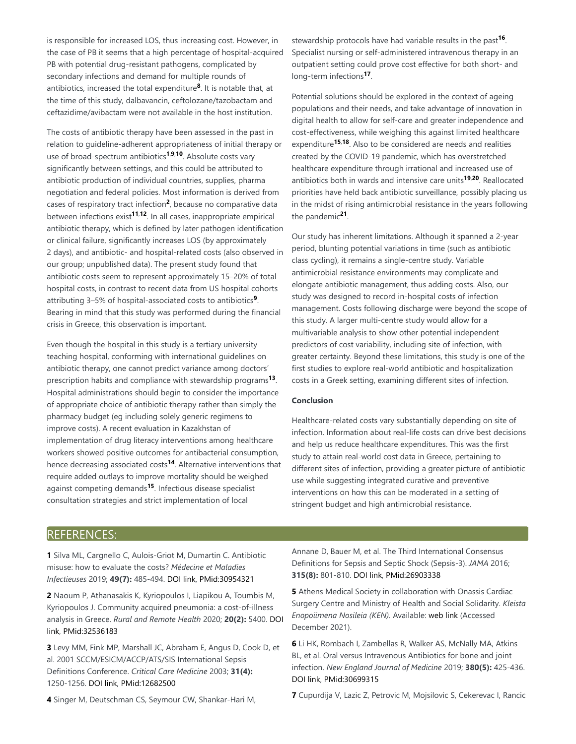is responsible for increased LOS, thus increasing cost. However, in the case of PB it seems that a high percentage of hospital-acquired PB with potential drug-resistant pathogens, complicated by secondary infections and demand for multiple rounds of antibiotics, increased the total expenditure[8]. It is notable that, at the time of this study, dalbavancin, ceftolozane/tazobactam and ceftazidime/avibactam were not available in the host institution.

The costs of antibiotic therapy have been assessed in the past in relation to guideline-adherent appropriateness of initial therapy or use of broad-spectrum antibiotics[1,9,10]. Absolute costs vary significantly between settings, and this could be attributed to antibiotic production of individual countries, supplies, pharma negotiation and federal policies. Most information is derived from cases of respiratory tract infection[2], because no comparative data between infections exist[11,12]. In all cases, inappropriate empirical antibiotic therapy, which is defined by later pathogen identification or clinical failure, significantly increases LOS (by approximately 2 days), and antibiotic- and hospital-related costs (also observed in our group; unpublished data). The present study found that antibiotic costs seem to represent approximately 15–20% of total hospital costs, in contrast to recent data from US hospital cohorts attributing 3–5% of hospital-associated costs to antibiotics[9]. Bearing in mind that this study was performed during the financial crisis in Greece, this observation is important.

Even though the hospital in this study is a tertiary university teaching hospital, conforming with international guidelines on antibiotic therapy, one cannot predict variance among doctors' prescription habits and compliance with stewardship programs[13]. Hospital administrations should begin to consider the importance of appropriate choice of antibiotic therapy rather than simply the pharmacy budget (eg including solely generic regimens to improve costs). A recent evaluation in Kazakhstan of implementation of drug literacy interventions among healthcare workers showed positive outcomes for antibacterial consumption, hence decreasing associated costs[14]. Alternative interventions that require added outlays to improve mortality should be weighed against competing demands[15]. Infectious disease specialist consultation strategies and strict implementation of local stewardship protocols have had variable results in the past[16]. Specialist nursing or self-administered intravenous therapy in an outpatient setting could prove cost effective for both short- and long-term infections[17].

Potential solutions should be explored in the context of ageing populations and their needs, and take advantage of innovation in digital health to allow for self-care and greater independence and cost-effectiveness, while weighing this against limited healthcare expenditure[15,18]. Also to be considered are needs and realities created by the COVID-19 pandemic, which has overstretched healthcare expenditure through irrational and increased use of antibiotics both in wards and intensive care units[19,20]. Reallocated priorities have held back antibiotic surveillance, possibly placing us in the midst of rising antimicrobial resistance in the years following the pandemic[21].

Our study has inherent limitations. Although it spanned a 2-year period, blunting potential variations in time (such as antibiotic class cycling), it remains a single-centre study. Variable antimicrobial resistance environments may complicate and elongate antibiotic management, thus adding costs. Also, our study was designed to record in-hospital costs of infection management. Costs following discharge were beyond the scope of this study. A larger multi-centre study would allow for a multivariable analysis to show other potential independent predictors of cost variability, including site of infection, with greater certainty. Beyond these limitations, this study is one of the first studies to explore real-world antibiotic and hospitalization costs in a Greek setting, examining different sites of infection.

**Conclusion**

Healthcare-related costs vary substantially depending on site of infection. Information about real-life costs can drive best decisions and help us reduce healthcare expenditures. This was the first study to attain real-world cost data in Greece, pertaining to different sites of infection, providing a greater picture of antibiotic use while suggesting integrated curative and preventive interventions on how this can be moderated in a setting of stringent budget and high antimicrobial resistance.

## REFERENCES:

**1** Silva ML, Cargnello C, Aulois-Griot M, Dumartin C. Antibiotic misuse: how to evaluate the costs? *Médecine et Maladies Infectieuses* 2019; **49(7):** 485-494. DOI link, PMid:30954321

**2** Naoum P, Athanasakis K, Kyriopoulos I, Liapikou A, Toumbis M, Kyriopoulos J. Community acquired pneumonia: a cost-of-illness analysis in Greece. *Rural and Remote Health* 2020; **20(2):** 5400. DOI link, PMid:32536183

**3** Levy MM, Fink MP, Marshall JC, Abraham E, Angus D, Cook D, et al. 2001 SCCM/ESICM/ACCP/ATS/SIS International Sepsis Definitions Conference. *Critical Care Medicine* 2003; **31(4):** 1250-1256. DOI link, PMid:12682500

**4** Singer M, Deutschman CS, Seymour CW, Shankar-Hari M, Annane D, Bauer M, et al. The Third International Consensus Definitions for Sepsis and Septic Shock (Sepsis-3). *JAMA* 2016; **315(8):** 801-810. DOI link, PMid:26903338

**5** Athens Medical Society in collaboration with Onassis Cardiac Surgery Centre and Ministry of Health and Social Solidarity. *Kleista Enopoiimena Nosileia (KEN).* Available: web link (Accessed December 2021).

**6** Li HK, Rombach I, Zambellas R, Walker AS, McNally MA, Atkins BL, et al. Oral versus Intravenous Antibiotics for bone and joint infection. *New England Journal of Medicine* 2019; **380(5):** 425-436. DOI link, PMid:30699315

**7** Cupurdija V, Lazic Z, Petrovic M, Mojsilovic S, Cekerevac I, Rancic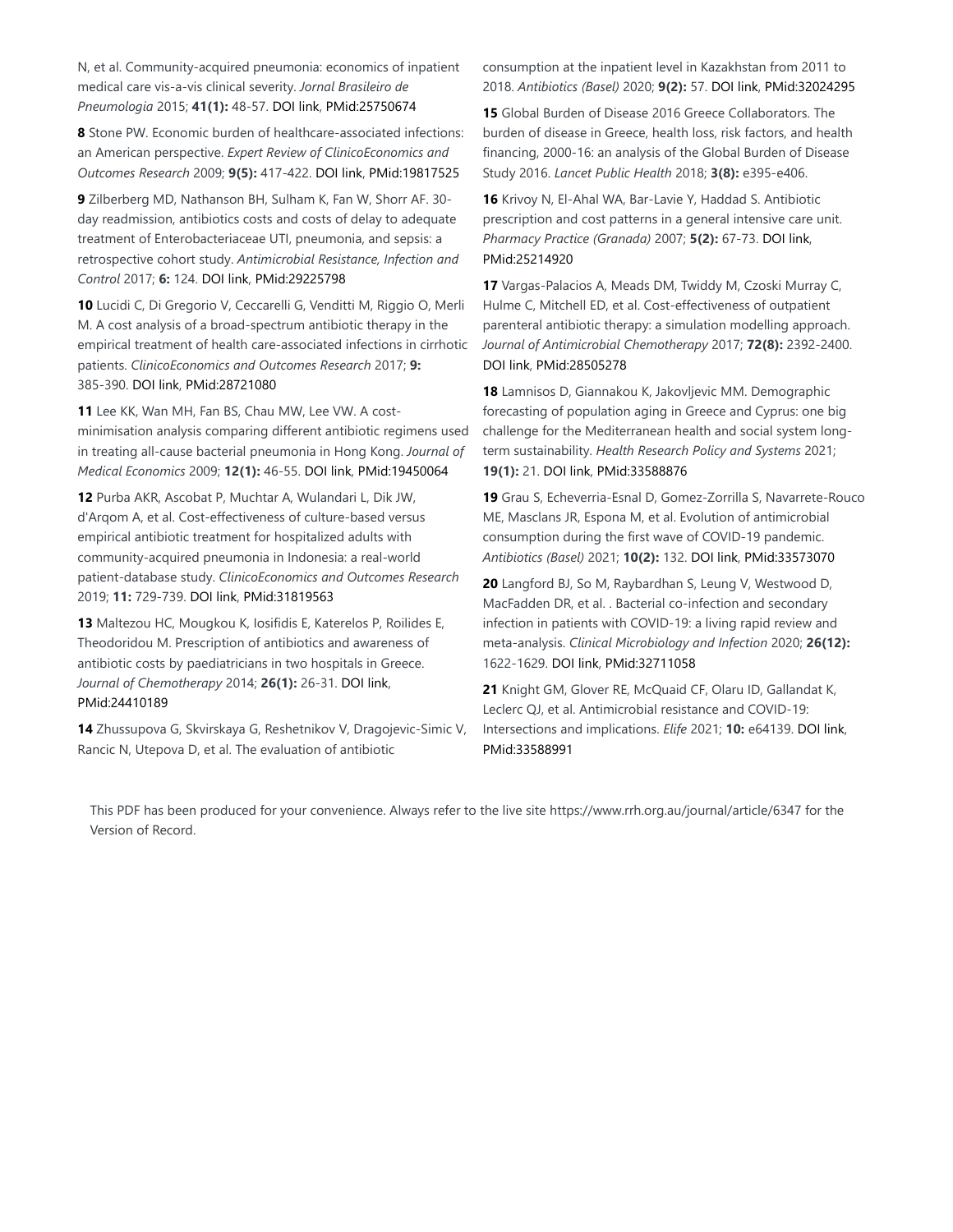N, et al. Community-acquired pneumonia: economics of inpatient medical care vis-a-vis clinical severity. *Jornal Brasileiro de Pneumologia* 2015; **41(1):** 48-57. DOI link, PMid:25750674

**8** Stone PW. Economic burden of healthcare-associated infections: an American perspective. *Expert Review of ClinicoEconomics and Outcomes Research* 2009; **9(5):** 417-422. DOI link, PMid:19817525

**9** Zilberberg MD, Nathanson BH, Sulham K, Fan W, Shorr AF. 30-day readmission, antibiotics costs and costs of delay to adequate treatment of Enterobacteriaceae UTI, pneumonia, and sepsis: a retrospective cohort study. *Antimicrobial Resistance, Infection and Control* 2017; **6:** 124. DOI link, PMid:29225798

**10** Lucidi C, Di Gregorio V, Ceccarelli G, Venditti M, Riggio O, Merli M. A cost analysis of a broad-spectrum antibiotic therapy in the empirical treatment of health care-associated infections in cirrhotic patients. *ClinicoEconomics and Outcomes Research* 2017; **9:** 385-390. DOI link, PMid:28721080

**11** Lee KK, Wan MH, Fan BS, Chau MW, Lee VW. A cost-minimisation analysis comparing different antibiotic regimens used in treating all-cause bacterial pneumonia in Hong Kong. *Journal of Medical Economics* 2009; **12(1):** 46-55. DOI link, PMid:19450064

**12** Purba AKR, Ascobat P, Muchtar A, Wulandari L, Dik JW, d'Arqom A, et al. Cost-effectiveness of culture-based versus empirical antibiotic treatment for hospitalized adults with community-acquired pneumonia in Indonesia: a real-world patient-database study. *ClinicoEconomics and Outcomes Research* 2019; **11:** 729-739. DOI link, PMid:31819563

**13** Maltezou HC, Mougkou K, Iosifidis E, Katerelos P, Roilides E, Theodoridou M. Prescription of antibiotics and awareness of antibiotic costs by paediatricians in two hospitals in Greece. *Journal of Chemotherapy* 2014; **26(1):** 26-31. DOI link, PMid:24410189

**14** Zhussupova G, Skvirskaya G, Reshetnikov V, Dragojevic-Simic V, Rancic N, Utepova D, et al. The evaluation of antibiotic consumption at the inpatient level in Kazakhstan from 2011 to 2018. *Antibiotics (Basel)* 2020; **9(2):** 57. DOI link, PMid:32024295

**15** Global Burden of Disease 2016 Greece Collaborators. The burden of disease in Greece, health loss, risk factors, and health financing, 2000-16: an analysis of the Global Burden of Disease Study 2016. *Lancet Public Health* 2018; **3(8):** e395-e406.

**16** Krivoy N, El-Ahal WA, Bar-Lavie Y, Haddad S. Antibiotic prescription and cost patterns in a general intensive care unit. *Pharmacy Practice (Granada)* 2007; **5(2):** 67-73. DOI link, PMid:25214920

**17** Vargas-Palacios A, Meads DM, Twiddy M, Czoski Murray C, Hulme C, Mitchell ED, et al. Cost-effectiveness of outpatient parenteral antibiotic therapy: a simulation modelling approach. *Journal of Antimicrobial Chemotherapy* 2017; **72(8):** 2392-2400. DOI link, PMid:28505278

**18** Lamnisos D, Giannakou K, Jakovljevic MM. Demographic forecasting of population aging in Greece and Cyprus: one big challenge for the Mediterranean health and social system long-term sustainability. *Health Research Policy and Systems* 2021; **19(1):** 21. DOI link, PMid:33588876

**19** Grau S, Echeverria-Esnal D, Gomez-Zorrilla S, Navarrete-Rouco ME, Masclans JR, Espona M, et al. Evolution of antimicrobial consumption during the first wave of COVID-19 pandemic. *Antibiotics (Basel)* 2021; **10(2):** 132. DOI link, PMid:33573070

**20** Langford BJ, So M, Raybardhan S, Leung V, Westwood D, MacFadden DR, et al. . Bacterial co-infection and secondary infection in patients with COVID-19: a living rapid review and meta-analysis. *Clinical Microbiology and Infection* 2020; **26(12):** 1622-1629. DOI link, PMid:32711058

**21** Knight GM, Glover RE, McQuaid CF, Olaru ID, Gallandat K, Leclerc QJ, et al. Antimicrobial resistance and COVID-19: Intersections and implications. *Elife* 2021; **10:** e64139. DOI link, PMid:33588991

This PDF has been produced for your convenience. Always refer to the live site https://www.rrh.org.au/journal/article/6347 for the Version of Record.